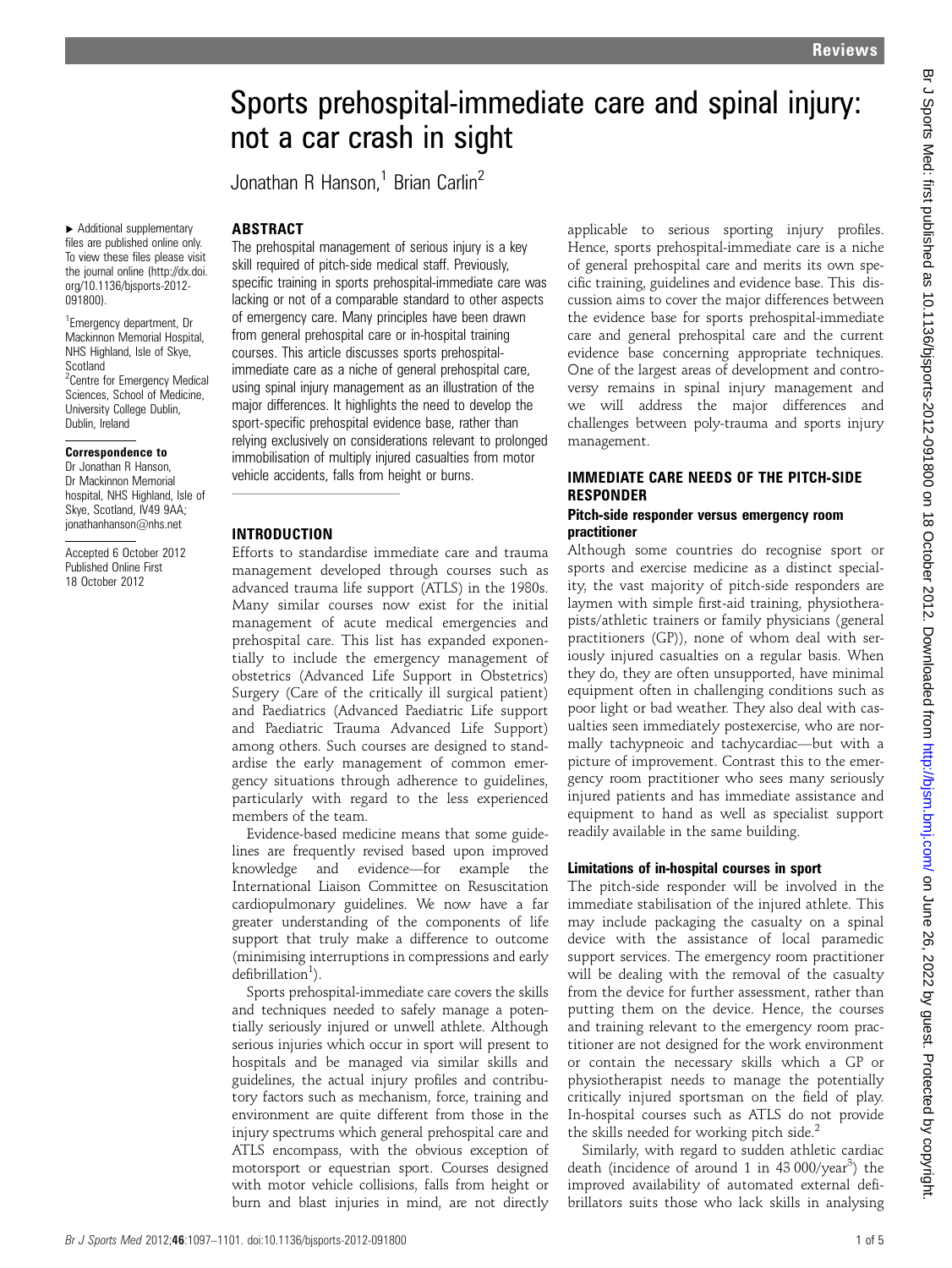# Sports prehospital-immediate care and spinal injury: not a car crash in sight

Jonathan R Hanson,[1] Brian Carlin[2]

▸ Additional supplementary files are published online only. To view these files please visit the journal online (http://dx.doi.org/10.1136/bjsports-2012-091800).

[1]Emergency department, Dr Mackinnon Memorial Hospital, NHS Highland, Isle of Skye, Scotland
[2]Centre for Emergency Medical Sciences, School of Medicine, University College Dublin, Dublin, Ireland

**Correspondence to**
Dr Jonathan R Hanson, Dr Mackinnon Memorial hospital, NHS Highland, Isle of Skye, Scotland, IV49 9AA; jonathanhanson@nhs.net

Accepted 6 October 2012
Published Online First
18 October 2012

## ABSTRACT

The prehospital management of serious injury is a key skill required of pitch-side medical staff. Previously, specific training in sports prehospital-immediate care was lacking or not of a comparable standard to other aspects of emergency care. Many principles have been drawn from general prehospital care or in-hospital training courses. This article discusses sports prehospital-immediate care as a niche of general prehospital care, using spinal injury management as an illustration of the major differences. It highlights the need to develop the sport-specific prehospital evidence base, rather than relying exclusively on considerations relevant to prolonged immobilisation of multiply injured casualties from motor vehicle accidents, falls from height or burns.

## INTRODUCTION

Efforts to standardise immediate care and trauma management developed through courses such as advanced trauma life support (ATLS) in the 1980s. Many similar courses now exist for the initial management of acute medical emergencies and prehospital care. This list has expanded exponentially to include the emergency management of obstetrics (Advanced Life Support in Obstetrics) Surgery (Care of the critically ill surgical patient) and Paediatrics (Advanced Paediatric Life support and Paediatric Trauma Advanced Life Support) among others. Such courses are designed to standardise the early management of common emergency situations through adherence to guidelines, particularly with regard to the less experienced members of the team.

Evidence-based medicine means that some guidelines are frequently revised based upon improved knowledge and evidence—for example the International Liaison Committee on Resuscitation cardiopulmonary guidelines. We now have a far greater understanding of the components of life support that truly make a difference to outcome (minimising interruptions in compressions and early defibrillation[1]).

Sports prehospital-immediate care covers the skills and techniques needed to safely manage a potentially seriously injured or unwell athlete. Although serious injuries which occur in sport will present to hospitals and be managed via similar skills and guidelines, the actual injury profiles and contributory factors such as mechanism, force, training and environment are quite different from those in the injury spectrums which general prehospital care and ATLS encompass, with the obvious exception of motorsport or equestrian sport. Courses designed with motor vehicle collisions, falls from height or burn and blast injuries in mind, are not directly applicable to serious sporting injury profiles. Hence, sports prehospital-immediate care is a niche of general prehospital care and merits its own specific training, guidelines and evidence base. This discussion aims to cover the major differences between the evidence base for sports prehospital-immediate care and general prehospital care and the current evidence base concerning appropriate techniques. One of the largest areas of development and controversy remains in spinal injury management and we will address the major differences and challenges between poly-trauma and sports injury management.

## IMMEDIATE CARE NEEDS OF THE PITCH-SIDE RESPONDER

### Pitch-side responder versus emergency room practitioner

Although some countries do recognise sport or sports and exercise medicine as a distinct speciality, the vast majority of pitch-side responders are laymen with simple first-aid training, physiotherapists/athletic trainers or family physicians (general practitioners (GP)), none of whom deal with seriously injured casualties on a regular basis. When they do, they are often unsupported, have minimal equipment often in challenging conditions such as poor light or bad weather. They also deal with casualties seen immediately postexercise, who are normally tachypneoic and tachycardiac—but with a picture of improvement. Contrast this to the emergency room practitioner who sees many seriously injured patients and has immediate assistance and equipment to hand as well as specialist support readily available in the same building.

### Limitations of in-hospital courses in sport

The pitch-side responder will be involved in the immediate stabilisation of the injured athlete. This may include packaging the casualty on a spinal device with the assistance of local paramedic support services. The emergency room practitioner will be dealing with the removal of the casualty from the device for further assessment, rather than putting them on the device. Hence, the courses and training relevant to the emergency room practitioner are not designed for the work environment or contain the necessary skills which a GP or physiotherapist needs to manage the potentially critically injured sportsman on the field of play. In-hospital courses such as ATLS do not provide the skills needed for working pitch side.[2]

Similarly, with regard to sudden athletic cardiac death (incidence of around 1 in 43 000/year[3]) the improved availability of automated external defibrillators suits those who lack skills in analysing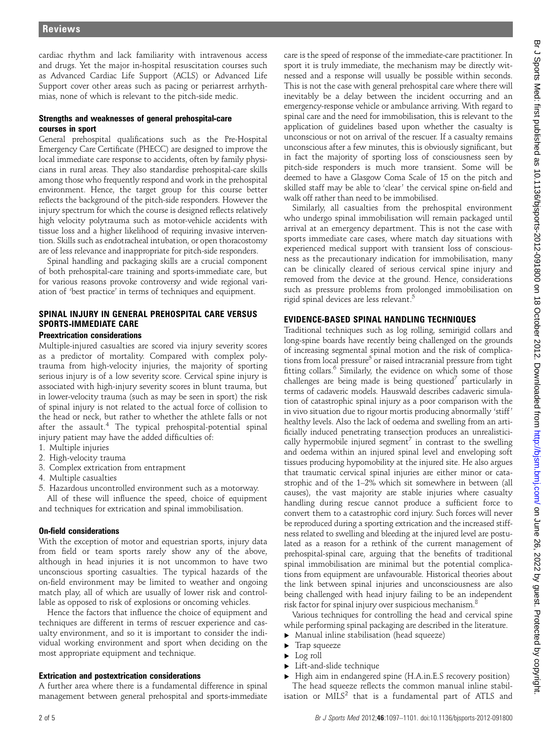cardiac rhythm and lack familiarity with intravenous access and drugs. Yet the major in-hospital resuscitation courses such as Advanced Cardiac Life Support (ACLS) or Advanced Life Support cover other areas such as pacing or periarrest arrhythmias, none of which is relevant to the pitch-side medic.

### Strengths and weaknesses of general prehospital-care courses in sport

General prehospital qualifications such as the Pre-Hospital Emergency Care Certificate (PHECC) are designed to improve the local immediate care response to accidents, often by family physicians in rural areas. They also standardise prehospital-care skills among those who frequently respond and work in the prehospital environment. Hence, the target group for this course better reflects the background of the pitch-side responders. However the injury spectrum for which the course is designed reflects relatively high velocity polytrauma such as motor-vehicle accidents with tissue loss and a higher likelihood of requiring invasive intervention. Skills such as endotracheal intubation, or open thoracostomy are of less relevance and inappropriate for pitch-side responders.

Spinal handling and packaging skills are a crucial component of both prehospital-care training and sports-immediate care, but for various reasons provoke controversy and wide regional variation of 'best practice' in terms of techniques and equipment.

## SPINAL INJURY IN GENERAL PREHOSPITAL CARE VERSUS SPORTS-IMMEDIATE CARE

### Preextrication considerations

Multiple-injured casualties are scored via injury severity scores as a predictor of mortality. Compared with complex polytrauma from high-velocity injuries, the majority of sporting serious injury is of a low severity score. Cervical spine injury is associated with high-injury severity scores in blunt trauma, but in lower-velocity trauma (such as may be seen in sport) the risk of spinal injury is not related to the actual force of collision to the head or neck, but rather to whether the athlete falls or not after the assault.[4] The typical prehospital-potential spinal injury patient may have the added difficulties of:

1. Multiple injuries
2. High-velocity trauma
3. Complex extrication from entrapment
4. Multiple casualties
5. Hazardous uncontrolled environment such as a motorway.

All of these will influence the speed, choice of equipment and techniques for extrication and spinal immobilisation.

### On-field considerations

With the exception of motor and equestrian sports, injury data from field or team sports rarely show any of the above, although in head injuries it is not uncommon to have two unconscious sporting casualties. The typical hazards of the on-field environment may be limited to weather and ongoing match play, all of which are usually of lower risk and controllable as opposed to risk of explosions or oncoming vehicles.

Hence the factors that influence the choice of equipment and techniques are different in terms of rescuer experience and casualty environment, and so it is important to consider the individual working environment and sport when deciding on the most appropriate equipment and technique.

### Extrication and postextrication considerations

A further area where there is a fundamental difference in spinal management between general prehospital and sports-immediate care is the speed of response of the immediate-care practitioner. In sport it is truly immediate, the mechanism may be directly witnessed and a response will usually be possible within seconds. This is not the case with general prehospital care where there will inevitably be a delay between the incident occurring and an emergency-response vehicle or ambulance arriving. With regard to spinal care and the need for immobilisation, this is relevant to the application of guidelines based upon whether the casualty is unconscious or not on arrival of the rescuer. If a casualty remains unconscious after a few minutes, this is obviously significant, but in fact the majority of sporting loss of consciousness seen by pitch-side responders is much more transient. Some will be deemed to have a Glasgow Coma Scale of 15 on the pitch and skilled staff may be able to 'clear' the cervical spine on-field and walk off rather than need to be immobilised.

Similarly, all casualties from the prehospital environment who undergo spinal immobilisation will remain packaged until arrival at an emergency department. This is not the case with sports immediate care cases, where match day situations with experienced medical support with transient loss of consciousness as the precautionary indication for immobilisation, many can be clinically cleared of serious cervical spine injury and removed from the device at the ground. Hence, considerations such as pressure problems from prolonged immobilisation on rigid spinal devices are less relevant.[5]

## EVIDENCE-BASED SPINAL HANDLING TECHNIQUES

Traditional techniques such as log rolling, semirigid collars and long-spine boards have recently being challenged on the grounds of increasing segmental spinal motion and the risk of complications from local pressure[5] or raised intracranial pressure from tight fitting collars.[6] Similarly, the evidence on which some of those challenges are being made is being questioned[7] particularly in terms of cadaveric models. Hauswald describes cadaveric simulation of catastrophic spinal injury as a poor comparison with the in vivo situation due to rigour mortis producing abnormally 'stiff' healthy levels. Also the lack of oedema and swelling from an artificially induced penetrating transection produces an unrealistically hypermobile injured segment[7] in contrast to the swelling and oedema within an injured spinal level and enveloping soft tissues producing hypomobility at the injured site. He also argues that traumatic cervical spinal injuries are either minor or catastrophic and of the 1–2% which sit somewhere in between (all causes), the vast majority are stable injuries where casualty handling during rescue cannot produce a sufficient force to convert them to a catastrophic cord injury. Such forces will never be reproduced during a sporting extrication and the increased stiffness related to swelling and bleeding at the injured level are postulated as a reason for a rethink of the current management of prehospital-spinal care, arguing that the benefits of traditional spinal immobilisation are minimal but the potential complications from equipment are unfavourable. Historical theories about the link between spinal injuries and unconsciousness are also being challenged with head injury failing to be an independent risk factor for spinal injury over suspicious mechanism.[8]

Various techniques for controlling the head and cervical spine while performing spinal packaging are described in the literature.

- Manual inline stabilisation (head squeeze)
- Trap squeeze
- Log roll
- Lift-and-slide technique
- High aim in endangered spine (H.A.in.E.S recovery position)

The head squeeze reflects the common manual inline stabilisation or MILS[2] that is a fundamental part of ATLS and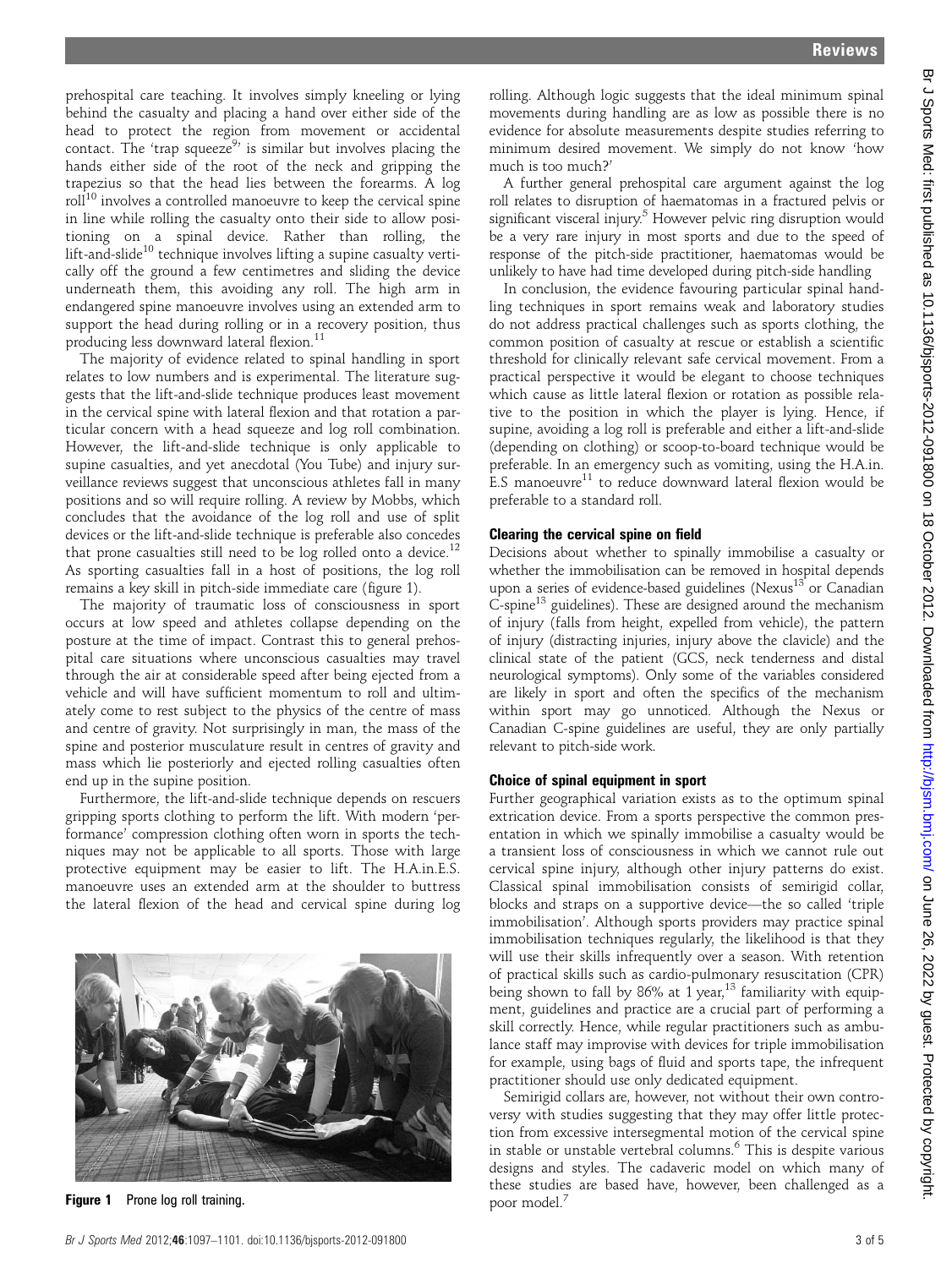prehospital care teaching. It involves simply kneeling or lying behind the casualty and placing a hand over either side of the head to protect the region from movement or accidental contact. The 'trap squeeze[9]' is similar but involves placing the hands either side of the root of the neck and gripping the trapezius so that the head lies between the forearms. A log roll[10] involves a controlled manoeuvre to keep the cervical spine in line while rolling the casualty onto their side to allow positioning on a spinal device. Rather than rolling, the lift-and-slide[10] technique involves lifting a supine casualty vertically off the ground a few centimetres and sliding the device underneath them, this avoiding any roll. The high arm in endangered spine manoeuvre involves using an extended arm to support the head during rolling or in a recovery position, thus producing less downward lateral flexion.[11]

The majority of evidence related to spinal handling in sport relates to low numbers and is experimental. The literature suggests that the lift-and-slide technique produces least movement in the cervical spine with lateral flexion and that rotation a particular concern with a head squeeze and log roll combination. However, the lift-and-slide technique is only applicable to supine casualties, and yet anecdotal (You Tube) and injury surveillance reviews suggest that unconscious athletes fall in many positions and so will require rolling. A review by Mobbs, which concludes that the avoidance of the log roll and use of split devices or the lift-and-slide technique is preferable also concedes that prone casualties still need to be log rolled onto a device.[12] As sporting casualties fall in a host of positions, the log roll remains a key skill in pitch-side immediate care (figure 1).

The majority of traumatic loss of consciousness in sport occurs at low speed and athletes collapse depending on the posture at the time of impact. Contrast this to general prehospital care situations where unconscious casualties may travel through the air at considerable speed after being ejected from a vehicle and will have sufficient momentum to roll and ultimately come to rest subject to the physics of the centre of mass and centre of gravity. Not surprisingly in man, the mass of the spine and posterior musculature result in centres of gravity and mass which lie posteriorly and ejected rolling casualties often end up in the supine position.

Furthermore, the lift-and-slide technique depends on rescuers gripping sports clothing to perform the lift. With modern 'performance' compression clothing often worn in sports the techniques may not be applicable to all sports. Those with large protective equipment may be easier to lift. The H.A.in.E.S. manoeuvre uses an extended arm at the shoulder to buttress the lateral flexion of the head and cervical spine during log rolling. Although logic suggests that the ideal minimum spinal movements during handling are as low as possible there is no evidence for absolute measurements despite studies referring to minimum desired movement. We simply do not know 'how much is too much?'

Figure 1 Prone log roll training.

A further general prehospital care argument against the log roll relates to disruption of haematomas in a fractured pelvis or significant visceral injury.[5] However pelvic ring disruption would be a very rare injury in most sports and due to the speed of response of the pitch-side practitioner, haematomas would be unlikely to have had time developed during pitch-side handling

In conclusion, the evidence favouring particular spinal handling techniques in sport remains weak and laboratory studies do not address practical challenges such as sports clothing, the common position of casualty at rescue or establish a scientific threshold for clinically relevant safe cervical movement. From a practical perspective it would be elegant to choose techniques which cause as little lateral flexion or rotation as possible relative to the position in which the player is lying. Hence, if supine, avoiding a log roll is preferable and either a lift-and-slide (depending on clothing) or scoop-to-board technique would be preferable. In an emergency such as vomiting, using the H.A.in. E.S manoeuvre[11] to reduce downward lateral flexion would be preferable to a standard roll.

## Clearing the cervical spine on field

Decisions about whether to spinally immobilise a casualty or whether the immobilisation can be removed in hospital depends upon a series of evidence-based guidelines (Nexus[13] or Canadian C-spine[13] guidelines). These are designed around the mechanism of injury (falls from height, expelled from vehicle), the pattern of injury (distracting injuries, injury above the clavicle) and the clinical state of the patient (GCS, neck tenderness and distal neurological symptoms). Only some of the variables considered are likely in sport and often the specifics of the mechanism within sport may go unnoticed. Although the Nexus or Canadian C-spine guidelines are useful, they are only partially relevant to pitch-side work.

## Choice of spinal equipment in sport

Further geographical variation exists as to the optimum spinal extrication device. From a sports perspective the common presentation in which we spinally immobilise a casualty would be a transient loss of consciousness in which we cannot rule out cervical spine injury, although other injury patterns do exist. Classical spinal immobilisation consists of semirigid collar, blocks and straps on a supportive device—the so called 'triple immobilisation'. Although sports providers may practice spinal immobilisation techniques regularly, the likelihood is that they will use their skills infrequently over a season. With retention of practical skills such as cardio-pulmonary resuscitation (CPR) being shown to fall by 86% at 1 year,[13] familiarity with equipment, guidelines and practice are a crucial part of performing a skill correctly. Hence, while regular practitioners such as ambulance staff may improvise with devices for triple immobilisation for example, using bags of fluid and sports tape, the infrequent practitioner should use only dedicated equipment.

Semirigid collars are, however, not without their own controversy with studies suggesting that they may offer little protection from excessive intersegmental motion of the cervical spine in stable or unstable vertebral columns.[6] This is despite various designs and styles. The cadaveric model on which many of these studies are based have, however, been challenged as a poor model.[7]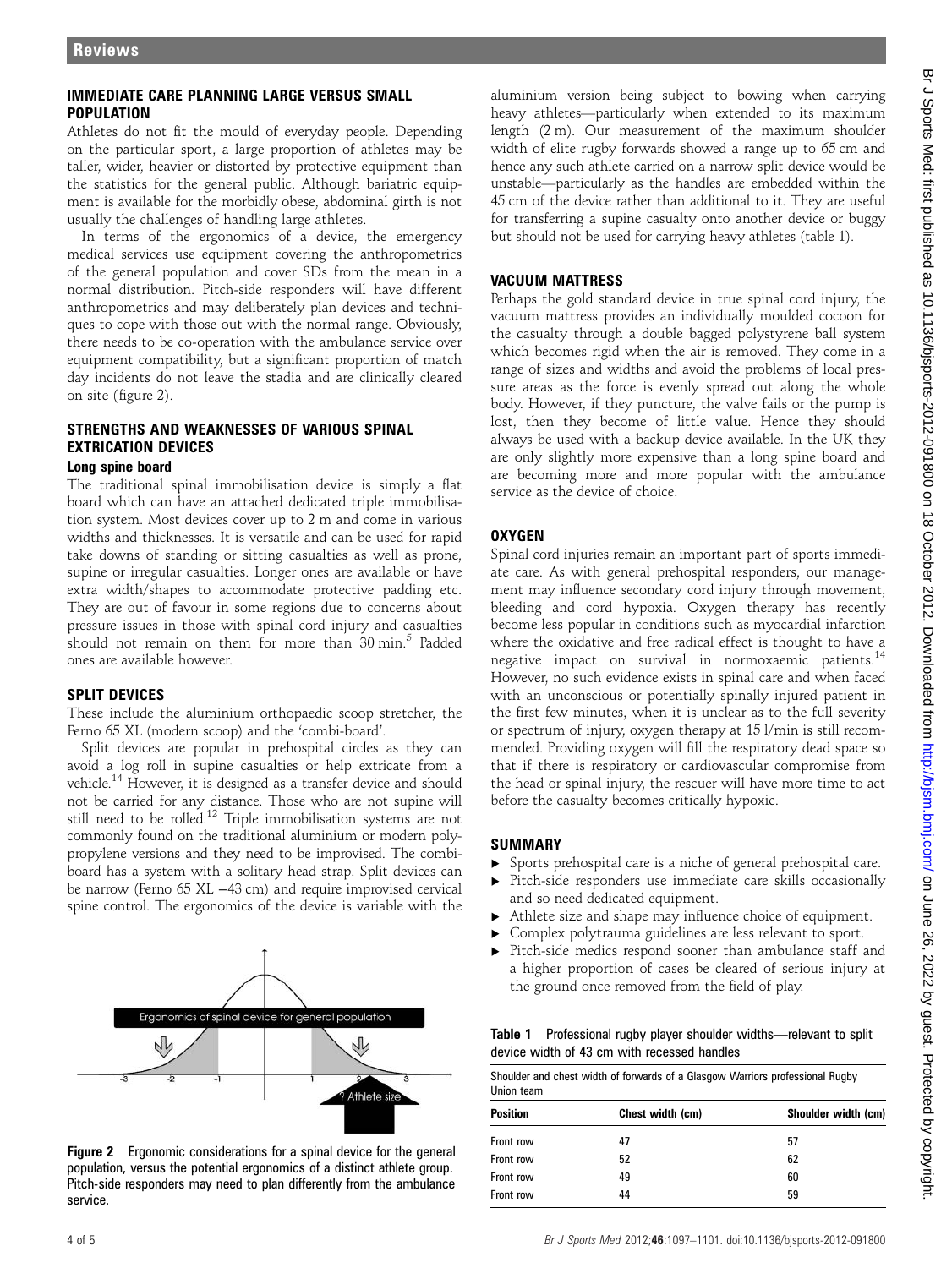## IMMEDIATE CARE PLANNING LARGE VERSUS SMALL POPULATION

Athletes do not fit the mould of everyday people. Depending on the particular sport, a large proportion of athletes may be taller, wider, heavier or distorted by protective equipment than the statistics for the general public. Although bariatric equipment is available for the morbidly obese, abdominal girth is not usually the challenges of handling large athletes.

In terms of the ergonomics of a device, the emergency medical services use equipment covering the anthropometrics of the general population and cover SDs from the mean in a normal distribution. Pitch-side responders will have different anthropometrics and may deliberately plan devices and techniques to cope with those out with the normal range. Obviously, there needs to be co-operation with the ambulance service over equipment compatibility, but a significant proportion of match day incidents do not leave the stadia and are clinically cleared on site (figure 2).

## STRENGTHS AND WEAKNESSES OF VARIOUS SPINAL EXTRICATION DEVICES

### Long spine board

The traditional spinal immobilisation device is simply a flat board which can have an attached dedicated triple immobilisation system. Most devices cover up to 2 m and come in various widths and thicknesses. It is versatile and can be used for rapid take downs of standing or sitting casualties as well as prone, supine or irregular casualties. Longer ones are available or have extra width/shapes to accommodate protective padding etc. They are out of favour in some regions due to concerns about pressure issues in those with spinal cord injury and casualties should not remain on them for more than 30 min.[5] Padded ones are available however.

## SPLIT DEVICES

These include the aluminium orthopaedic scoop stretcher, the Ferno 65 XL (modern scoop) and the 'combi-board'.

Split devices are popular in prehospital circles as they can avoid a log roll in supine casualties or help extricate from a vehicle.[14] However, it is designed as a transfer device and should not be carried for any distance. Those who are not supine will still need to be rolled.[12] Triple immobilisation systems are not commonly found on the traditional aluminium or modern polypropylene versions and they need to be improvised. The combi-board has a system with a solitary head strap. Split devices can be narrow (Ferno 65 XL –43 cm) and require improvised cervical spine control. The ergonomics of the device is variable with the aluminium version being subject to bowing when carrying heavy athletes—particularly when extended to its maximum length (2 m). Our measurement of the maximum shoulder width of elite rugby forwards showed a range up to 65 cm and hence any such athlete carried on a narrow split device would be unstable—particularly as the handles are embedded within the 45 cm of the device rather than additional to it. They are useful for transferring a supine casualty onto another device or buggy but should not be used for carrying heavy athletes (table 1).

Ergonomics of spinal device for general population

-3 -2 -1 1 2 3

? Athlete size

**Figure 2** Ergonomic considerations for a spinal device for the general population, versus the potential ergonomics of a distinct athlete group. Pitch-side responders may need to plan differently from the ambulance service.

## VACUUM MATTRESS

Perhaps the gold standard device in true spinal cord injury, the vacuum mattress provides an individually moulded cocoon for the casualty through a double bagged polystyrene ball system which becomes rigid when the air is removed. They come in a range of sizes and widths and avoid the problems of local pressure areas as the force is evenly spread out along the whole body. However, if they puncture, the valve fails or the pump is lost, then they become of little value. Hence they should always be used with a backup device available. In the UK they are only slightly more expensive than a long spine board and are becoming more and more popular with the ambulance service as the device of choice.

## OXYGEN

Spinal cord injuries remain an important part of sports immediate care. As with general prehospital responders, our management may influence secondary cord injury through movement, bleeding and cord hypoxia. Oxygen therapy has recently become less popular in conditions such as myocardial infarction where the oxidative and free radical effect is thought to have a negative impact on survival in normoxaemic patients.[14] However, no such evidence exists in spinal care and when faced with an unconscious or potentially spinally injured patient in the first few minutes, when it is unclear as to the full severity or spectrum of injury, oxygen therapy at 15 l/min is still recommended. Providing oxygen will fill the respiratory dead space so that if there is respiratory or cardiovascular compromise from the head or spinal injury, the rescuer will have more time to act before the casualty becomes critically hypoxic.

## SUMMARY

- Sports prehospital care is a niche of general prehospital care.
- Pitch-side responders use immediate care skills occasionally and so need dedicated equipment.
- Athlete size and shape may influence choice of equipment.
- Complex polytrauma guidelines are less relevant to sport.
- Pitch-side medics respond sooner than ambulance staff and a higher proportion of cases be cleared of serious injury at the ground once removed from the field of play.

**Table 1** Professional rugby player shoulder widths—relevant to split device width of 43 cm with recessed handles

Shoulder and chest width of forwards of a Glasgow Warriors professional Rugby Union team

| Position | Chest width (cm) | Shoulder width (cm) |
|---|---|---|
| Front row | 47 | 57 |
| Front row | 52 | 62 |
| Front row | 49 | 60 |
| Front row | 44 | 59 |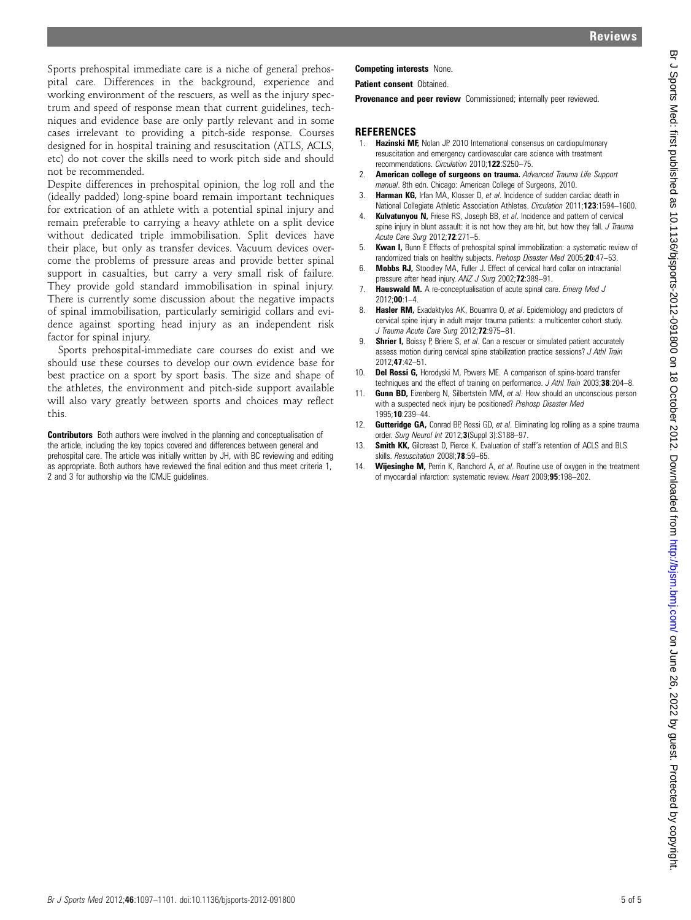Sports prehospital immediate care is a niche of general prehospital care. Differences in the background, experience and working environment of the rescuers, as well as the injury spectrum and speed of response mean that current guidelines, techniques and evidence base are only partly relevant and in some cases irrelevant to providing a pitch-side response. Courses designed for in hospital training and resuscitation (ATLS, ACLS, etc) do not cover the skills need to work pitch side and should not be recommended.

Despite differences in prehospital opinion, the log roll and the (ideally padded) long-spine board remain important techniques for extrication of an athlete with a potential spinal injury and remain preferable to carrying a heavy athlete on a split device without dedicated triple immobilisation. Split devices have their place, but only as transfer devices. Vacuum devices overcome the problems of pressure areas and provide better spinal support in casualties, but carry a very small risk of failure. They provide gold standard immobilisation in spinal injury. There is currently some discussion about the negative impacts of spinal immobilisation, particularly semirigid collars and evidence against sporting head injury as an independent risk factor for spinal injury.

Sports prehospital-immediate care courses do exist and we should use these courses to develop our own evidence base for best practice on a sport by sport basis. The size and shape of the athletes, the environment and pitch-side support available will also vary greatly between sports and choices may reflect this.

**Contributors** Both authors were involved in the planning and conceptualisation of the article, including the key topics covered and differences between general and prehospital care. The article was initially written by JH, with BC reviewing and editing as appropriate. Both authors have reviewed the final edition and thus meet criteria 1, 2 and 3 for authorship via the ICMJE guidelines.

**Competing interests** None.

**Patient consent** Obtained.

**Provenance and peer review** Commissioned; internally peer reviewed.

## REFERENCES

1. **Hazinski MF,** Nolan JP. 2010 International consensus on cardiopulmonary resuscitation and emergency cardiovascular care science with treatment recommendations. *Circulation* 2010;**122**:S250–75.
2. **American college of surgeons on trauma.** *Advanced Trauma Life Support manual*. 8th edn. Chicago: American College of Surgeons, 2010.
3. **Harman KG,** Irfan MA, Klosser D, *et al*. Incidence of sudden cardiac death in National Collegiate Athletic Association Athletes. *Circulation* 2011;**123**:1594–1600.
4. **Kulvatunyou N,** Friese RS, Joseph BB, *et al*. Incidence and pattern of cervical spine injury in blunt assault: it is not how they are hit, but how they fall. *J Trauma Acute Care Surg* 2012;**72**:271–5.
5. **Kwan I,** Bunn F. Effects of prehospital spinal immobilization: a systematic review of randomized trials on healthy subjects. *Prehosp Disaster Med* 2005;**20**:47–53.
6. **Mobbs RJ,** Stoodley MA, Fuller J. Effect of cervical hard collar on intracranial pressure after head injury. *ANZ J Surg* 2002;**72**:389–91.
7. **Hauswald M.** A re-conceptualisation of acute spinal care. *Emerg Med J* 2012;**00**:1–4.
8. **Hasler RM,** Exadaktylos AK, Bouamra O, *et al*. Epidemiology and predictors of cervical spine injury in adult major trauma patients: a multicenter cohort study. *J Trauma Acute Care Surg* 2012;**72**:975–81.
9. **Shrier I,** Boissy P, Briere S, *et al*. Can a rescuer or simulated patient accurately assess motion during cervical spine stabilization practice sessions? *J Athl Train* 2012;**47**:42–51.
10. **Del Rossi G,** Horodyski M, Powers ME. A comparison of spine-board transfer techniques and the effect of training on performance. *J Athl Train* 2003;**38**:204–8.
11. **Gunn BD,** Eizenberg N, Silberstein MM, *et al*. How should an unconscious person with a suspected neck injury be positioned? *Prehosp Disaster Med* 1995;**10**:239–44.
12. **Gutteridge GA,** Conrad BP, Rossi GD, *et al*. Eliminating log rolling as a spine trauma order. *Surg Neurol Int* 2012;**3**(Suppl 3):S188–97.
13. **Smith KK,** Gilcreast D, Pierce K. Evaluation of staff's retention of ACLS and BLS skills. *Resuscitation* 2008l;**78**:59–65.
14. **Wijesinghe M,** Perrin K, Ranchord A, *et al*. Routine use of oxygen in the treatment of myocardial infarction: systematic review. *Heart* 2009;**95**:198–202.